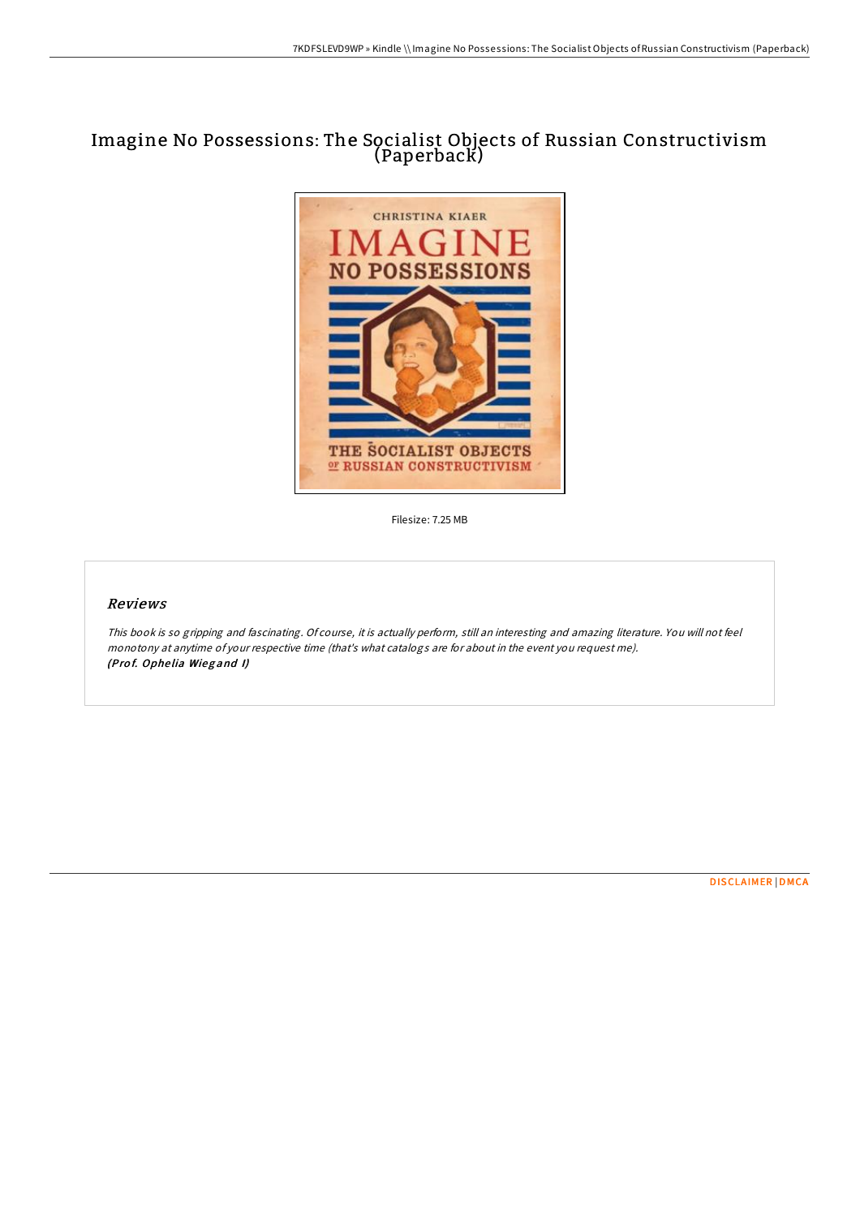# Imagine No Possessions: The Socialist Objects of Russian Constructivism (Paperback)

Filesize: 7.25 MB

## Reviews

*This book is so gripping and fascinating. Of course, it is actually perform, still an interesting and amazing literature. You will not feel monotony at anytime of your respective time (that's what catalogs are for about in the event you request me).*
***(Prof. Ophelia Wiegand I)***

DISCLAIMER | DMCA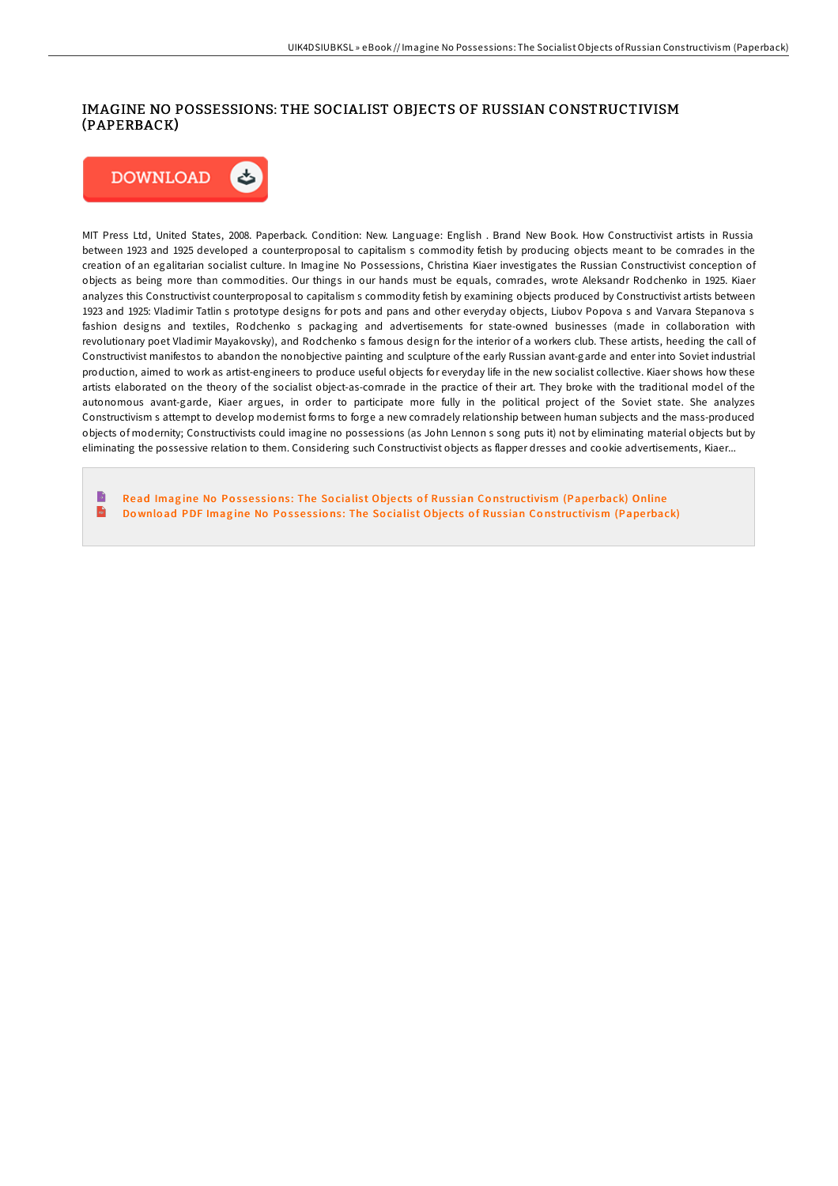# IMAGINE NO POSSESSIONS: THE SOCIALIST OBJECTS OF RUSSIAN CONSTRUCTIVISM (PAPERBACK)

MIT Press Ltd, United States, 2008. Paperback. Condition: New. Language: English . Brand New Book. How Constructivist artists in Russia between 1923 and 1925 developed a counterproposal to capitalism s commodity fetish by producing objects meant to be comrades in the creation of an egalitarian socialist culture. In Imagine No Possessions, Christina Kiaer investigates the Russian Constructivist conception of objects as being more than commodities. Our things in our hands must be equals, comrades, wrote Aleksandr Rodchenko in 1925. Kiaer analyzes this Constructivist counterproposal to capitalism s commodity fetish by examining objects produced by Constructivist artists between 1923 and 1925: Vladimir Tatlin s prototype designs for pots and pans and other everyday objects, Liubov Popova s and Varvara Stepanova s fashion designs and textiles, Rodchenko s packaging and advertisements for state-owned businesses (made in collaboration with revolutionary poet Vladimir Mayakovsky), and Rodchenko s famous design for the interior of a workers club. These artists, heeding the call of Constructivist manifestos to abandon the nonobjective painting and sculpture of the early Russian avant-garde and enter into Soviet industrial production, aimed to work as artist-engineers to produce useful objects for everyday life in the new socialist collective. Kiaer shows how these artists elaborated on the theory of the socialist object-as-comrade in the practice of their art. They broke with the traditional model of the autonomous avant-garde, Kiaer argues, in order to participate more fully in the political project of the Soviet state. She analyzes Constructivism s attempt to develop modernist forms to forge a new comradely relationship between human subjects and the mass-produced objects of modernity; Constructivists could imagine no possessions (as John Lennon s song puts it) not by eliminating material objects but by eliminating the possessive relation to them. Considering such Constructivist objects as flapper dresses and cookie advertisements, Kiaer...

Read Imagine No Possessions: The Socialist Objects of Russian Constructivism (Paperback) Online

Download PDF Imagine No Possessions: The Socialist Objects of Russian Constructivism (Paperback)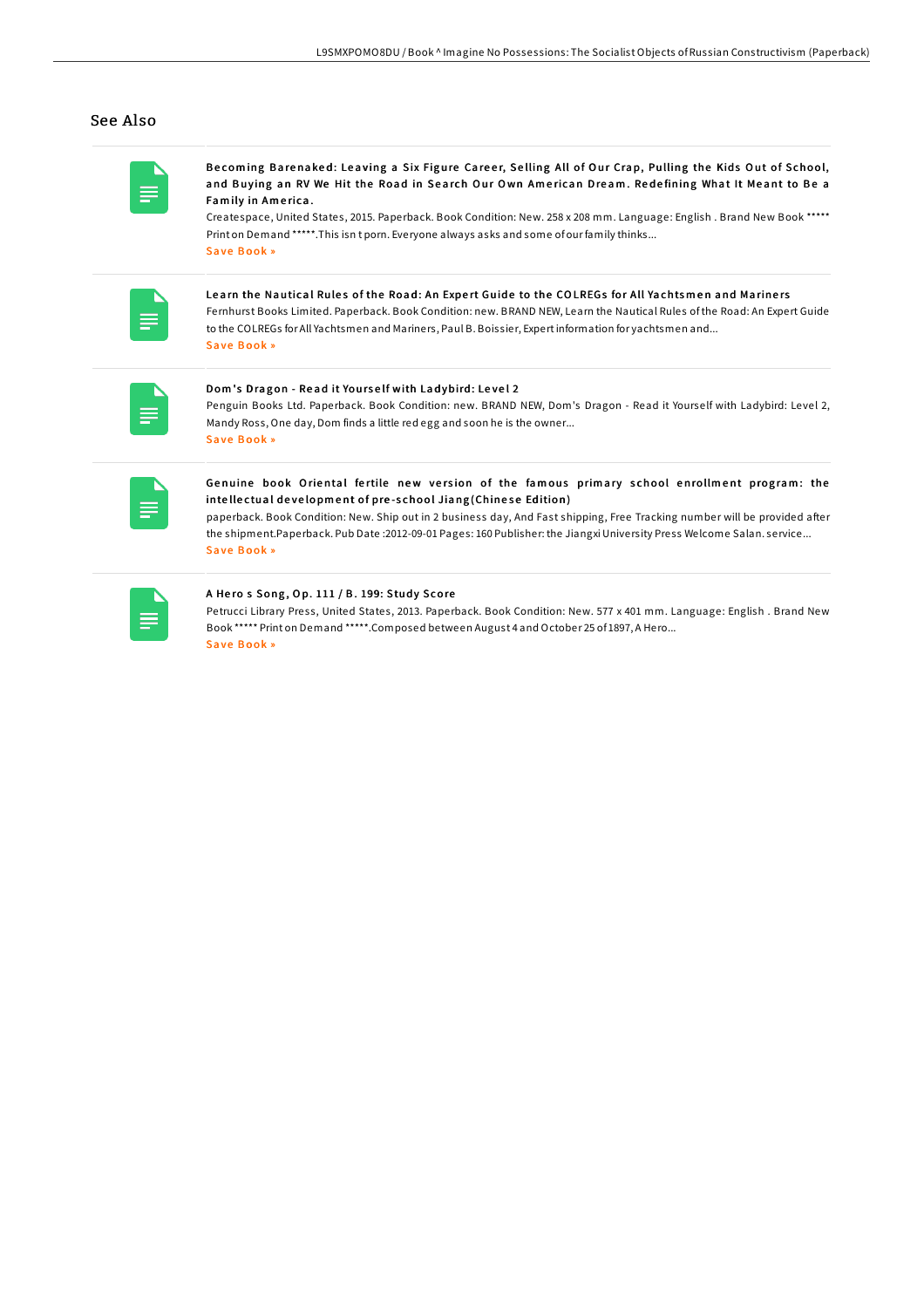## See Also

**Becoming Barenaked: Leaving a Six Figure Career, Selling All of Our Crap, Pulling the Kids Out of School, and Buying an RV We Hit the Road in Search Our Own American Dream. Redefining What It Meant to Be a Family in America.**

Createspace, United States, 2015. Paperback. Book Condition: New. 258 x 208 mm. Language: English . Brand New Book ***** Print on Demand *****.This isn t porn. Everyone always asks and some of our family thinks...

Save Book »

**Learn the Nautical Rules of the Road: An Expert Guide to the COLREGs for All Yachtsmen and Mariners**

Fernhurst Books Limited. Paperback. Book Condition: new. BRAND NEW, Learn the Nautical Rules of the Road: An Expert Guide to the COLREGs for All Yachtsmen and Mariners, Paul B. Boissier, Expert information for yachtsmen and...

Save Book »

**Dom's Dragon - Read it Yourself with Ladybird: Level 2**

Penguin Books Ltd. Paperback. Book Condition: new. BRAND NEW, Dom's Dragon - Read it Yourself with Ladybird: Level 2, Mandy Ross, One day, Dom finds a little red egg and soon he is the owner...

Save Book »

**Genuine book Oriental fertile new version of the famous primary school enrollment program: the intellectual development of pre-school Jiang(Chinese Edition)**

paperback. Book Condition: New. Ship out in 2 business day, And Fast shipping, Free Tracking number will be provided after the shipment.Paperback. Pub Date :2012-09-01 Pages: 160 Publisher: the Jiangxi University Press Welcome Salan. service...

Save Book »

**A Hero s Song, Op. 111 / B. 199: Study Score**

Petrucci Library Press, United States, 2013. Paperback. Book Condition: New. 577 x 401 mm. Language: English . Brand New Book ***** Print on Demand *****.Composed between August 4 and October 25 of 1897, A Hero...

Save Book »